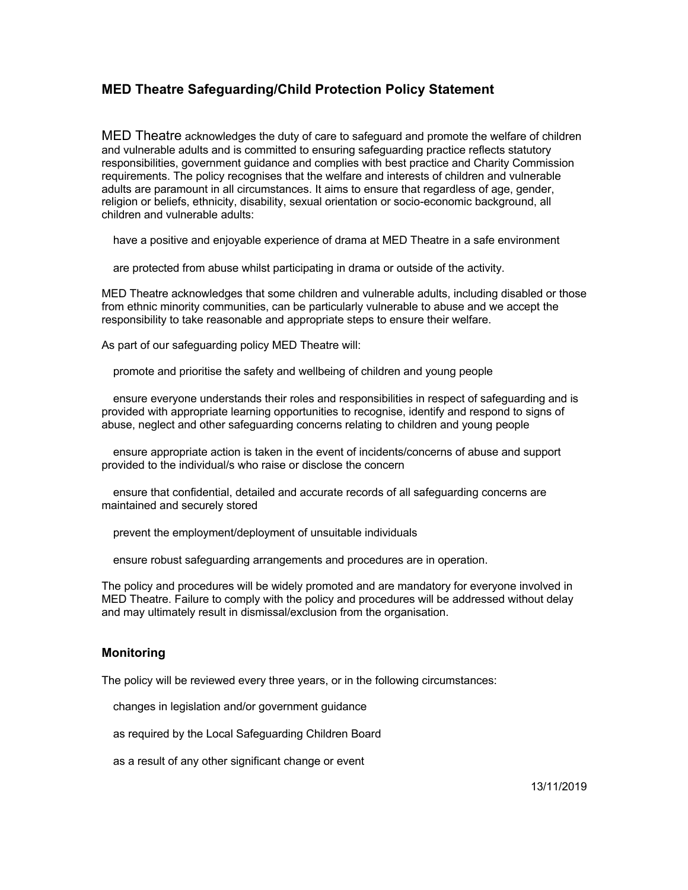## MED Theatre Safeguarding/Child Protection Policy Statement

MED Theatre acknowledges the duty of care to safeguard and promote the welfare of children and vulnerable adults and is committed to ensuring safeguarding practice reflects statutory responsibilities, government guidance and complies with best practice and Charity Commission requirements. The policy recognises that the welfare and interests of children and vulnerable adults are paramount in all circumstances. It aims to ensure that regardless of age, gender, religion or beliefs, ethnicity, disability, sexual orientation or socio-economic background, all children and vulnerable adults:

- have a positive and enjoyable experience of drama at MED Theatre in a safe environment
- are protected from abuse whilst participating in drama or outside of the activity.

MED Theatre acknowledges that some children and vulnerable adults, including disabled or those from ethnic minority communities, can be particularly vulnerable to abuse and we accept the responsibility to take reasonable and appropriate steps to ensure their welfare.

As part of our safeguarding policy MED Theatre will:

- promote and prioritise the safety and wellbeing of children and young people
- ensure everyone understands their roles and responsibilities in respect of safeguarding and is provided with appropriate learning opportunities to recognise, identify and respond to signs of abuse, neglect and other safeguarding concerns relating to children and young people
- ensure appropriate action is taken in the event of incidents/concerns of abuse and support provided to the individual/s who raise or disclose the concern
- ensure that confidential, detailed and accurate records of all safeguarding concerns are maintained and securely stored
- prevent the employment/deployment of unsuitable individuals
- ensure robust safeguarding arrangements and procedures are in operation.

The policy and procedures will be widely promoted and are mandatory for everyone involved in MED Theatre. Failure to comply with the policy and procedures will be addressed without delay and may ultimately result in dismissal/exclusion from the organisation.

### Monitoring

The policy will be reviewed every three years, or in the following circumstances:

- changes in legislation and/or government guidance
- as required by the Local Safeguarding Children Board
- as a result of any other significant change or event

13/11/2019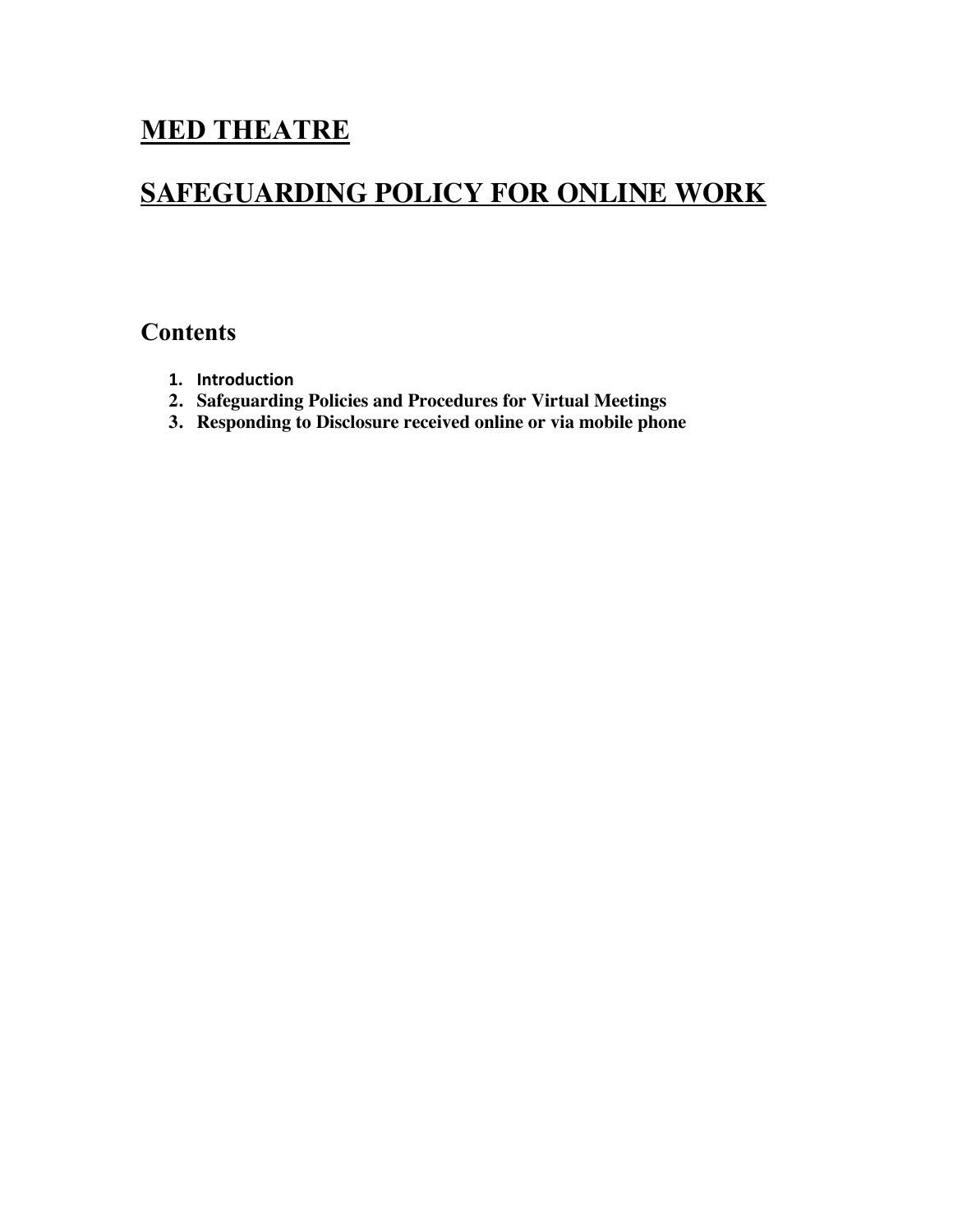# MED THEATRE

# SAFEGUARDING POLICY FOR ONLINE WORK

## Contents

1. **Introduction**
2. **Safeguarding Policies and Procedures for Virtual Meetings**
3. **Responding to Disclosure received online or via mobile phone**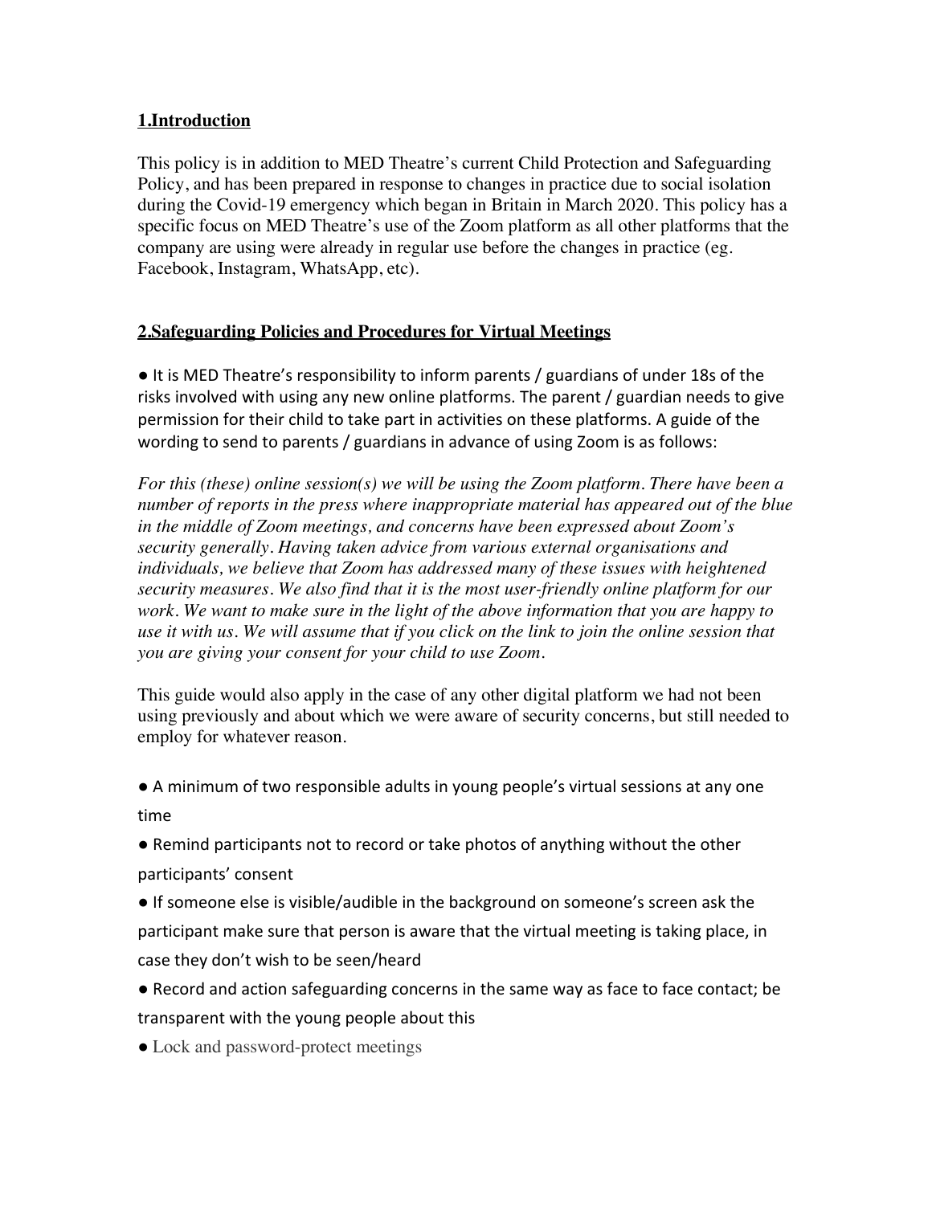## 1. Introduction

This policy is in addition to MED Theatre's current Child Protection and Safeguarding Policy, and has been prepared in response to changes in practice due to social isolation during the Covid-19 emergency which began in Britain in March 2020. This policy has a specific focus on MED Theatre's use of the Zoom platform as all other platforms that the company are using were already in regular use before the changes in practice (eg. Facebook, Instagram, WhatsApp, etc).

## 2. Safeguarding Policies and Procedures for Virtual Meetings

- It is MED Theatre's responsibility to inform parents / guardians of under 18s of the risks involved with using any new online platforms. The parent / guardian needs to give permission for their child to take part in activities on these platforms. A guide of the wording to send to parents / guardians in advance of using Zoom is as follows:

*For this (these) online session(s) we will be using the Zoom platform. There have been a number of reports in the press where inappropriate material has appeared out of the blue in the middle of Zoom meetings, and concerns have been expressed about Zoom's security generally. Having taken advice from various external organisations and individuals, we believe that Zoom has addressed many of these issues with heightened security measures. We also find that it is the most user-friendly online platform for our work. We want to make sure in the light of the above information that you are happy to use it with us. We will assume that if you click on the link to join the online session that you are giving your consent for your child to use Zoom.*

This guide would also apply in the case of any other digital platform we had not been using previously and about which we were aware of security concerns, but still needed to employ for whatever reason.

- A minimum of two responsible adults in young people's virtual sessions at any one time
- Remind participants not to record or take photos of anything without the other participants' consent
- If someone else is visible/audible in the background on someone's screen ask the participant make sure that person is aware that the virtual meeting is taking place, in case they don't wish to be seen/heard
- Record and action safeguarding concerns in the same way as face to face contact; be transparent with the young people about this
- Lock and password-protect meetings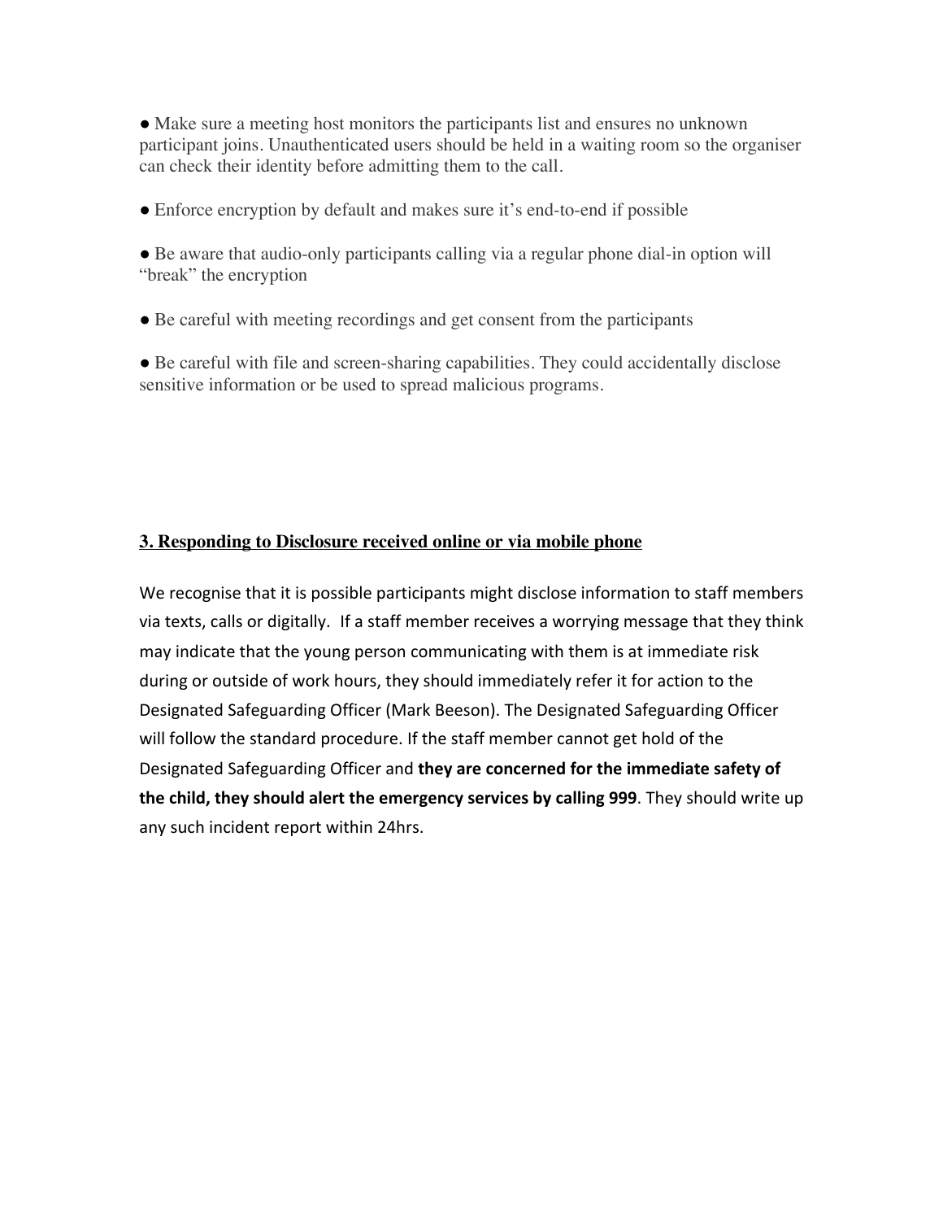- Make sure a meeting host monitors the participants list and ensures no unknown participant joins. Unauthenticated users should be held in a waiting room so the organiser can check their identity before admitting them to the call.

- Enforce encryption by default and makes sure it's end-to-end if possible

- Be aware that audio-only participants calling via a regular phone dial-in option will "break" the encryption

- Be careful with meeting recordings and get consent from the participants

- Be careful with file and screen-sharing capabilities. They could accidentally disclose sensitive information or be used to spread malicious programs.

## 3. Responding to Disclosure received online or via mobile phone

We recognise that it is possible participants might disclose information to staff members via texts, calls or digitally. If a staff member receives a worrying message that they think may indicate that the young person communicating with them is at immediate risk during or outside of work hours, they should immediately refer it for action to the Designated Safeguarding Officer (Mark Beeson). The Designated Safeguarding Officer will follow the standard procedure. If the staff member cannot get hold of the Designated Safeguarding Officer and **they are concerned for the immediate safety of the child, they should alert the emergency services by calling 999**. They should write up any such incident report within 24hrs.